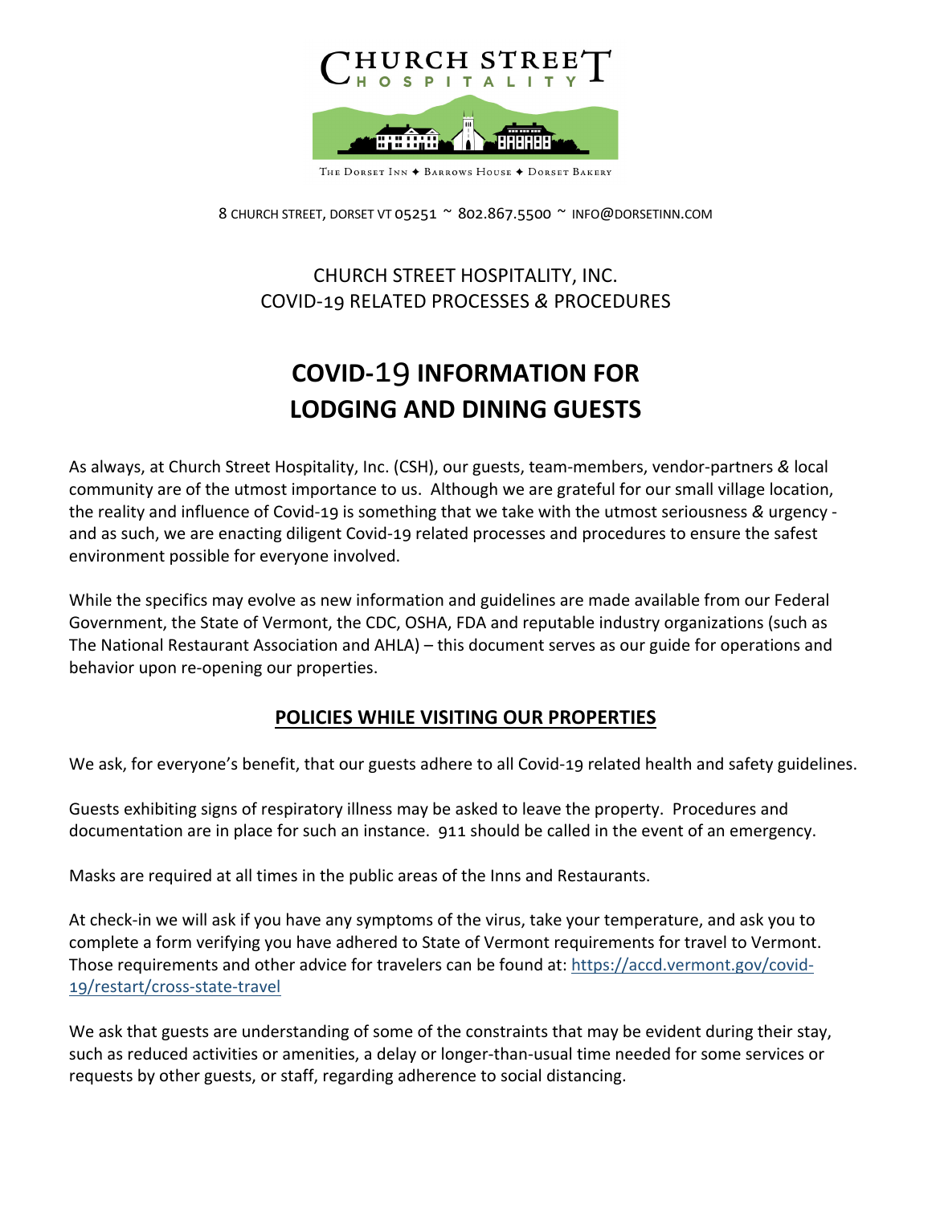CHURCH STREET HOSPITALITY

THE DORSET INN ✦ BARROWS HOUSE ✦ DORSET BAKERY

8 CHURCH STREET, DORSET VT 05251 ~ 802.867.5500 ~ INFO@DORSETINN.COM

CHURCH STREET HOSPITALITY, INC.
COVID-19 RELATED PROCESSES & PROCEDURES

# COVID-19 INFORMATION FOR LODGING AND DINING GUESTS

As always, at Church Street Hospitality, Inc. (CSH), our guests, team-members, vendor-partners & local community are of the utmost importance to us. Although we are grateful for our small village location, the reality and influence of Covid-19 is something that we take with the utmost seriousness & urgency - and as such, we are enacting diligent Covid-19 related processes and procedures to ensure the safest environment possible for everyone involved.

While the specifics may evolve as new information and guidelines are made available from our Federal Government, the State of Vermont, the CDC, OSHA, FDA and reputable industry organizations (such as The National Restaurant Association and AHLA) – this document serves as our guide for operations and behavior upon re-opening our properties.

## POLICIES WHILE VISITING OUR PROPERTIES

We ask, for everyone's benefit, that our guests adhere to all Covid-19 related health and safety guidelines.

Guests exhibiting signs of respiratory illness may be asked to leave the property. Procedures and documentation are in place for such an instance. 911 should be called in the event of an emergency.

Masks are required at all times in the public areas of the Inns and Restaurants.

At check-in we will ask if you have any symptoms of the virus, take your temperature, and ask you to complete a form verifying you have adhered to State of Vermont requirements for travel to Vermont. Those requirements and other advice for travelers can be found at: https://accd.vermont.gov/covid-19/restart/cross-state-travel

We ask that guests are understanding of some of the constraints that may be evident during their stay, such as reduced activities or amenities, a delay or longer-than-usual time needed for some services or requests by other guests, or staff, regarding adherence to social distancing.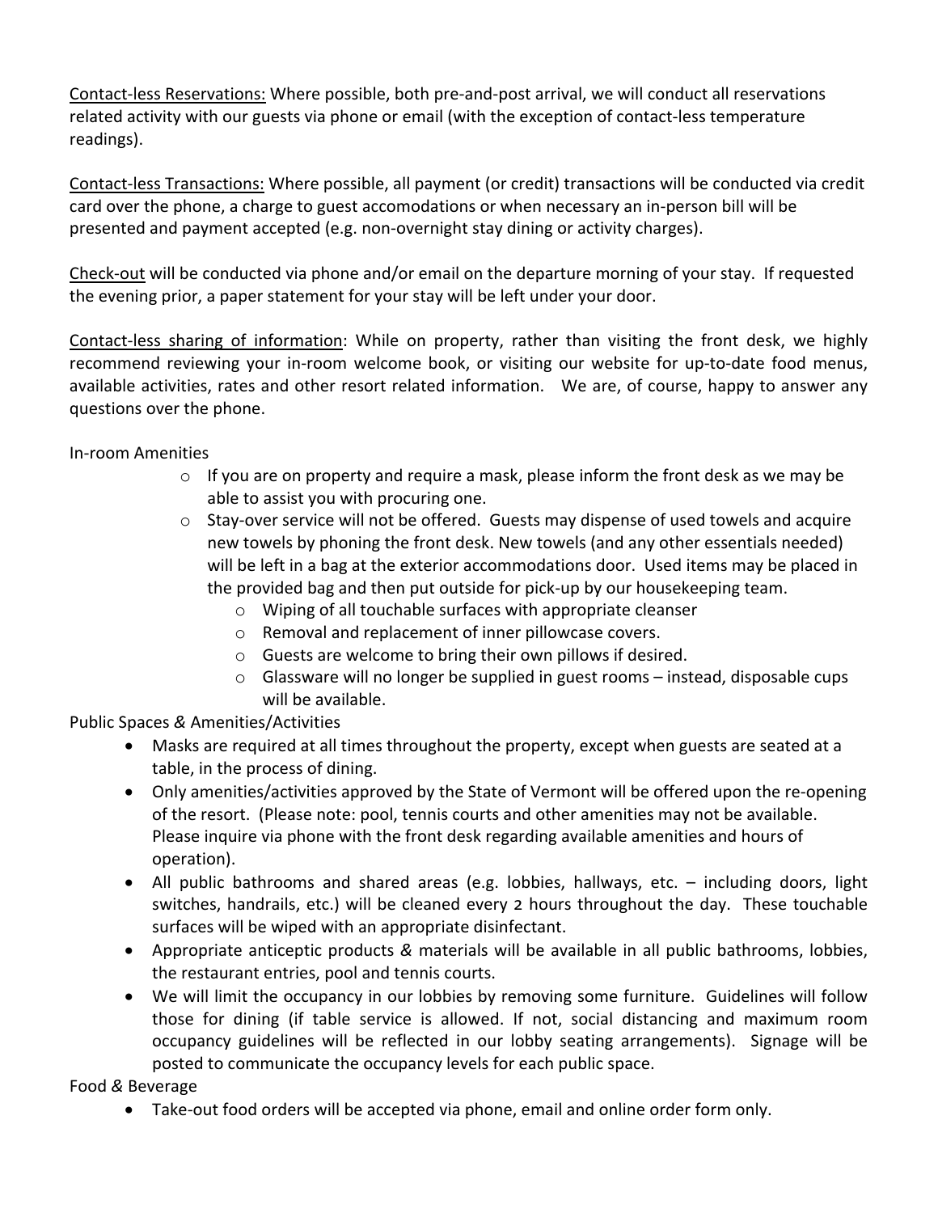Contact-less Reservations: Where possible, both pre-and-post arrival, we will conduct all reservations related activity with our guests via phone or email (with the exception of contact-less temperature readings).

Contact-less Transactions: Where possible, all payment (or credit) transactions will be conducted via credit card over the phone, a charge to guest accomodations or when necessary an in-person bill will be presented and payment accepted (e.g. non-overnight stay dining or activity charges).

Check-out will be conducted via phone and/or email on the departure morning of your stay. If requested the evening prior, a paper statement for your stay will be left under your door.

Contact-less sharing of information: While on property, rather than visiting the front desk, we highly recommend reviewing your in-room welcome book, or visiting our website for up-to-date food menus, available activities, rates and other resort related information. We are, of course, happy to answer any questions over the phone.

In-room Amenities

- If you are on property and require a mask, please inform the front desk as we may be able to assist you with procuring one.
- Stay-over service will not be offered. Guests may dispense of used towels and acquire new towels by phoning the front desk. New towels (and any other essentials needed) will be left in a bag at the exterior accommodations door. Used items may be placed in the provided bag and then put outside for pick-up by our housekeeping team.
  - Wiping of all touchable surfaces with appropriate cleanser
  - Removal and replacement of inner pillowcase covers.
  - Guests are welcome to bring their own pillows if desired.
  - Glassware will no longer be supplied in guest rooms – instead, disposable cups will be available.

Public Spaces & Amenities/Activities

- Masks are required at all times throughout the property, except when guests are seated at a table, in the process of dining.
- Only amenities/activities approved by the State of Vermont will be offered upon the re-opening of the resort. (Please note: pool, tennis courts and other amenities may not be available. Please inquire via phone with the front desk regarding available amenities and hours of operation).
- All public bathrooms and shared areas (e.g. lobbies, hallways, etc. – including doors, light switches, handrails, etc.) will be cleaned every 2 hours throughout the day. These touchable surfaces will be wiped with an appropriate disinfectant.
- Appropriate anticeptic products & materials will be available in all public bathrooms, lobbies, the restaurant entries, pool and tennis courts.
- We will limit the occupancy in our lobbies by removing some furniture. Guidelines will follow those for dining (if table service is allowed. If not, social distancing and maximum room occupancy guidelines will be reflected in our lobby seating arrangements). Signage will be posted to communicate the occupancy levels for each public space.

Food & Beverage

- Take-out food orders will be accepted via phone, email and online order form only.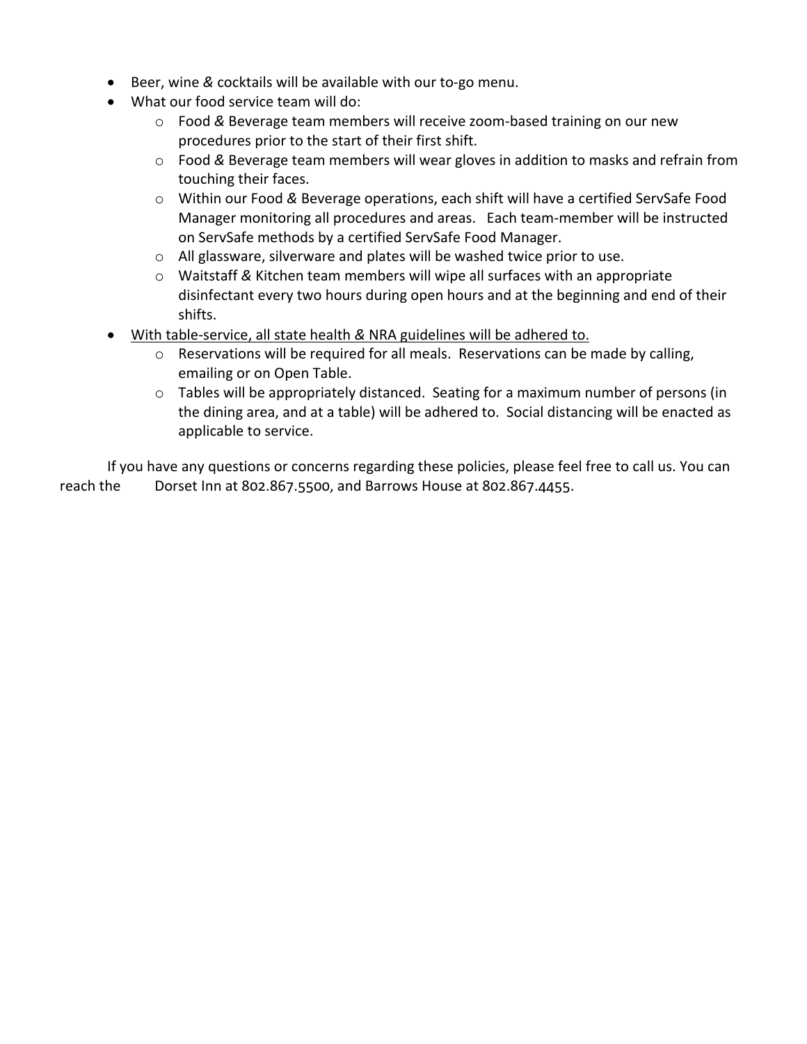- Beer, wine & cocktails will be available with our to-go menu.
- What our food service team will do:
  - Food & Beverage team members will receive zoom-based training on our new procedures prior to the start of their first shift.
  - Food & Beverage team members will wear gloves in addition to masks and refrain from touching their faces.
  - Within our Food & Beverage operations, each shift will have a certified ServSafe Food Manager monitoring all procedures and areas. Each team-member will be instructed on ServSafe methods by a certified ServSafe Food Manager.
  - All glassware, silverware and plates will be washed twice prior to use.
  - Waitstaff & Kitchen team members will wipe all surfaces with an appropriate disinfectant every two hours during open hours and at the beginning and end of their shifts.
- <u>With table-service, all state health & NRA guidelines will be adhered to.</u>
  - Reservations will be required for all meals. Reservations can be made by calling, emailing or on Open Table.
  - Tables will be appropriately distanced. Seating for a maximum number of persons (in the dining area, and at a table) will be adhered to. Social distancing will be enacted as applicable to service.

If you have any questions or concerns regarding these policies, please feel free to call us. You can reach the Dorset Inn at 802.867.5500, and Barrows House at 802.867.4455.